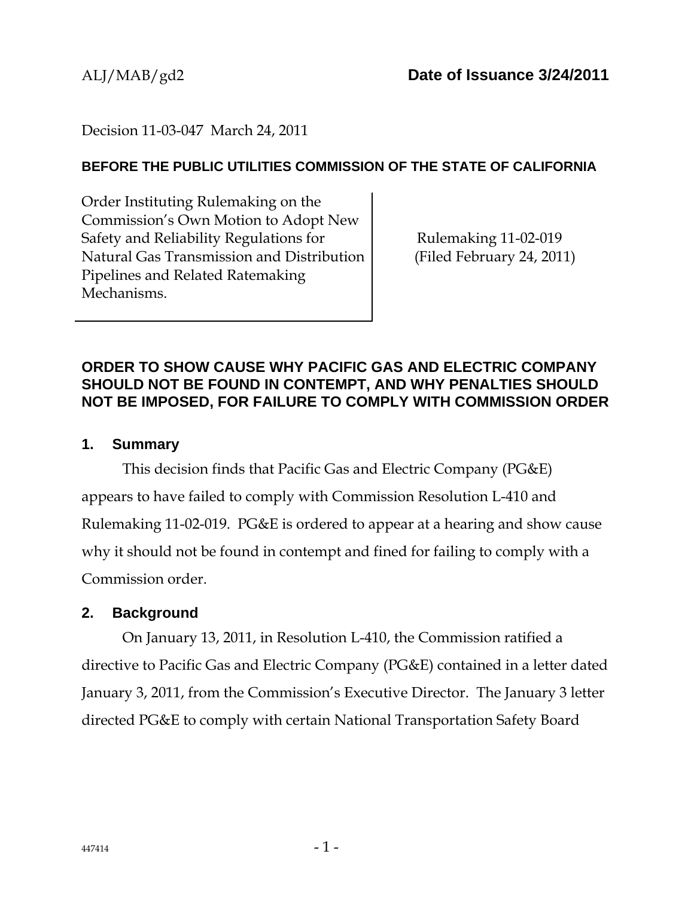ALJ/MAB/gd2 **Date of Issuance 3/24/2011**

Decision 11-03-047 March 24, 2011

**BEFORE THE PUBLIC UTILITIES COMMISSION OF THE STATE OF CALIFORNIA**

| Order Instituting Rulemaking on the Commission's Own Motion to Adopt New Safety and Reliability Regulations for Natural Gas Transmission and Distribution Pipelines and Related Ratemaking Mechanisms. | Rulemaking 11-02-019 (Filed February 24, 2011) |
| --- | --- |

## ORDER TO SHOW CAUSE WHY PACIFIC GAS AND ELECTRIC COMPANY SHOULD NOT BE FOUND IN CONTEMPT, AND WHY PENALTIES SHOULD NOT BE IMPOSED, FOR FAILURE TO COMPLY WITH COMMISSION ORDER

### 1. Summary

This decision finds that Pacific Gas and Electric Company (PG&E) appears to have failed to comply with Commission Resolution L-410 and Rulemaking 11-02-019. PG&E is ordered to appear at a hearing and show cause why it should not be found in contempt and fined for failing to comply with a Commission order.

### 2. Background

On January 13, 2011, in Resolution L-410, the Commission ratified a directive to Pacific Gas and Electric Company (PG&E) contained in a letter dated January 3, 2011, from the Commission's Executive Director. The January 3 letter directed PG&E to comply with certain National Transportation Safety Board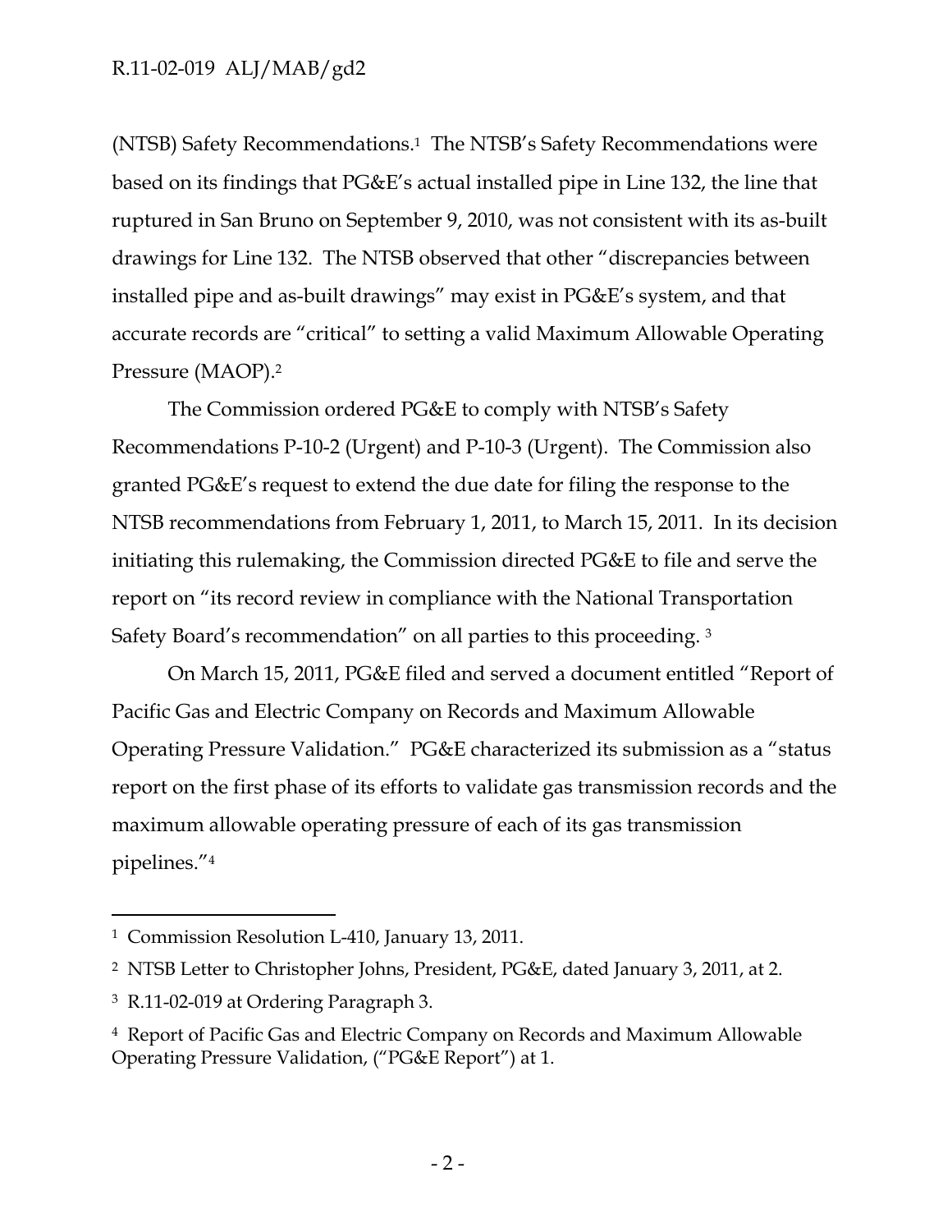(NTSB) Safety Recommendations.[1] The NTSB's Safety Recommendations were based on its findings that PG&E's actual installed pipe in Line 132, the line that ruptured in San Bruno on September 9, 2010, was not consistent with its as-built drawings for Line 132. The NTSB observed that other "discrepancies between installed pipe and as-built drawings" may exist in PG&E's system, and that accurate records are "critical" to setting a valid Maximum Allowable Operating Pressure (MAOP).[2]

The Commission ordered PG&E to comply with NTSB's Safety Recommendations P-10-2 (Urgent) and P-10-3 (Urgent). The Commission also granted PG&E's request to extend the due date for filing the response to the NTSB recommendations from February 1, 2011, to March 15, 2011. In its decision initiating this rulemaking, the Commission directed PG&E to file and serve the report on "its record review in compliance with the National Transportation Safety Board's recommendation" on all parties to this proceeding. [3]

On March 15, 2011, PG&E filed and served a document entitled "Report of Pacific Gas and Electric Company on Records and Maximum Allowable Operating Pressure Validation." PG&E characterized its submission as a "status report on the first phase of its efforts to validate gas transmission records and the maximum allowable operating pressure of each of its gas transmission pipelines."[4]

---

[1] Commission Resolution L-410, January 13, 2011.

[2] NTSB Letter to Christopher Johns, President, PG&E, dated January 3, 2011, at 2.

[3] R.11-02-019 at Ordering Paragraph 3.

[4] Report of Pacific Gas and Electric Company on Records and Maximum Allowable Operating Pressure Validation, ("PG&E Report") at 1.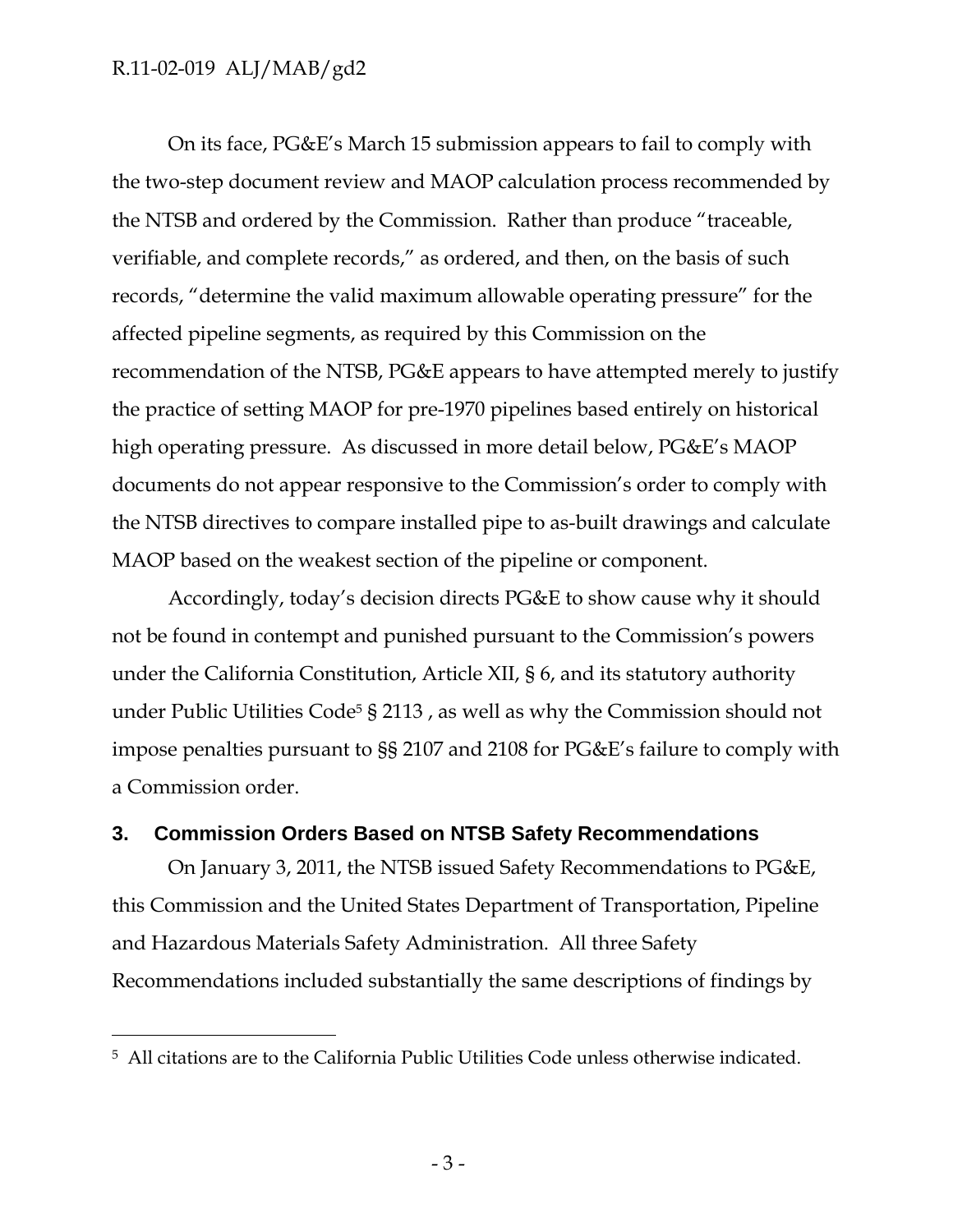On its face, PG&E's March 15 submission appears to fail to comply with the two-step document review and MAOP calculation process recommended by the NTSB and ordered by the Commission. Rather than produce "traceable, verifiable, and complete records," as ordered, and then, on the basis of such records, "determine the valid maximum allowable operating pressure" for the affected pipeline segments, as required by this Commission on the recommendation of the NTSB, PG&E appears to have attempted merely to justify the practice of setting MAOP for pre-1970 pipelines based entirely on historical high operating pressure. As discussed in more detail below, PG&E's MAOP documents do not appear responsive to the Commission's order to comply with the NTSB directives to compare installed pipe to as-built drawings and calculate MAOP based on the weakest section of the pipeline or component.

Accordingly, today's decision directs PG&E to show cause why it should not be found in contempt and punished pursuant to the Commission's powers under the California Constitution, Article XII, § 6, and its statutory authority under Public Utilities Code[5] § 2113 , as well as why the Commission should not impose penalties pursuant to §§ 2107 and 2108 for PG&E's failure to comply with a Commission order.

## 3. Commission Orders Based on NTSB Safety Recommendations

On January 3, 2011, the NTSB issued Safety Recommendations to PG&E, this Commission and the United States Department of Transportation, Pipeline and Hazardous Materials Safety Administration. All three Safety Recommendations included substantially the same descriptions of findings by

[5] All citations are to the California Public Utilities Code unless otherwise indicated.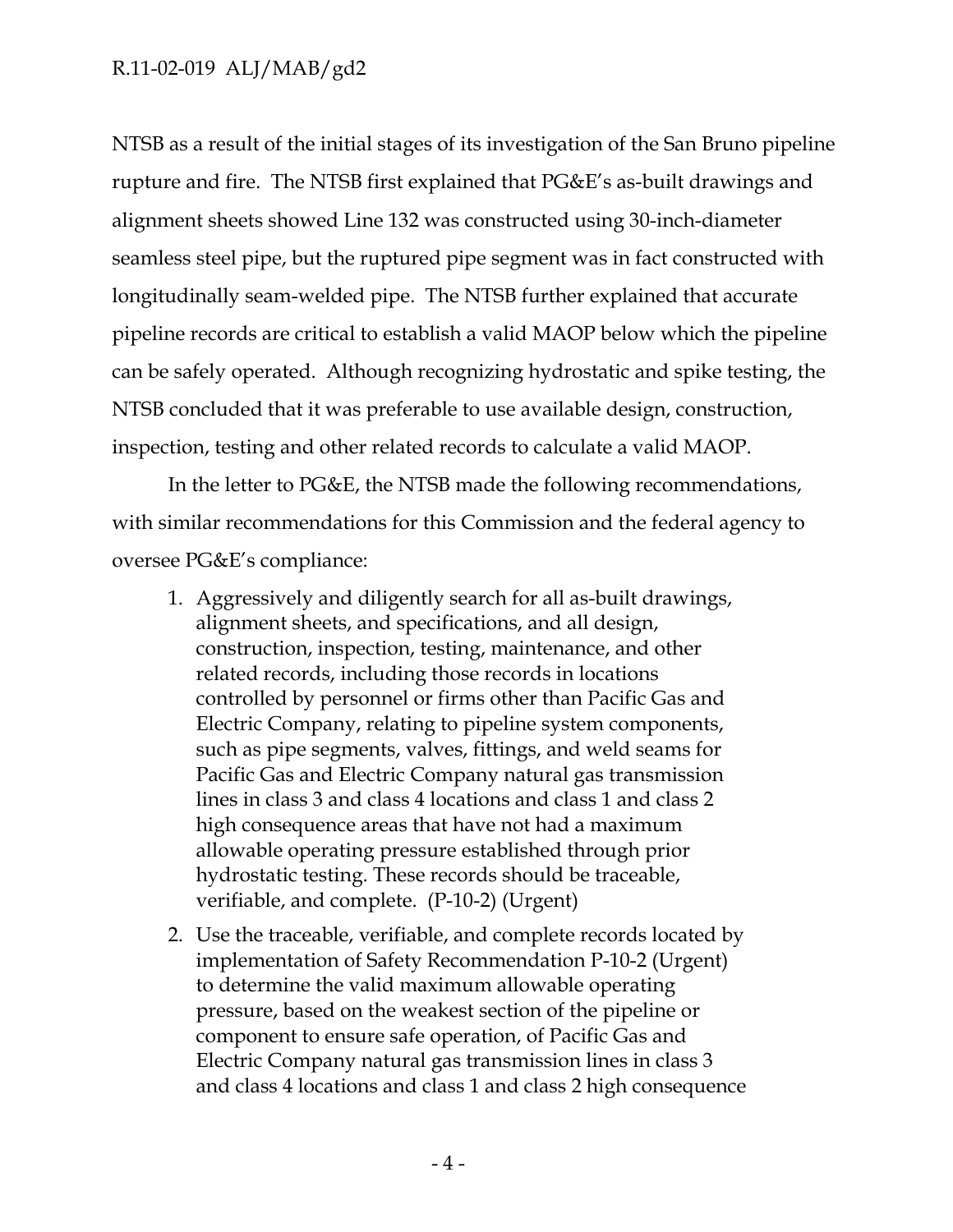NTSB as a result of the initial stages of its investigation of the San Bruno pipeline rupture and fire. The NTSB first explained that PG&E's as-built drawings and alignment sheets showed Line 132 was constructed using 30-inch-diameter seamless steel pipe, but the ruptured pipe segment was in fact constructed with longitudinally seam-welded pipe. The NTSB further explained that accurate pipeline records are critical to establish a valid MAOP below which the pipeline can be safely operated. Although recognizing hydrostatic and spike testing, the NTSB concluded that it was preferable to use available design, construction, inspection, testing and other related records to calculate a valid MAOP.

In the letter to PG&E, the NTSB made the following recommendations, with similar recommendations for this Commission and the federal agency to oversee PG&E's compliance:

1. Aggressively and diligently search for all as-built drawings, alignment sheets, and specifications, and all design, construction, inspection, testing, maintenance, and other related records, including those records in locations controlled by personnel or firms other than Pacific Gas and Electric Company, relating to pipeline system components, such as pipe segments, valves, fittings, and weld seams for Pacific Gas and Electric Company natural gas transmission lines in class 3 and class 4 locations and class 1 and class 2 high consequence areas that have not had a maximum allowable operating pressure established through prior hydrostatic testing. These records should be traceable, verifiable, and complete. (P-10-2) (Urgent)

2. Use the traceable, verifiable, and complete records located by implementation of Safety Recommendation P-10-2 (Urgent) to determine the valid maximum allowable operating pressure, based on the weakest section of the pipeline or component to ensure safe operation, of Pacific Gas and Electric Company natural gas transmission lines in class 3 and class 4 locations and class 1 and class 2 high consequence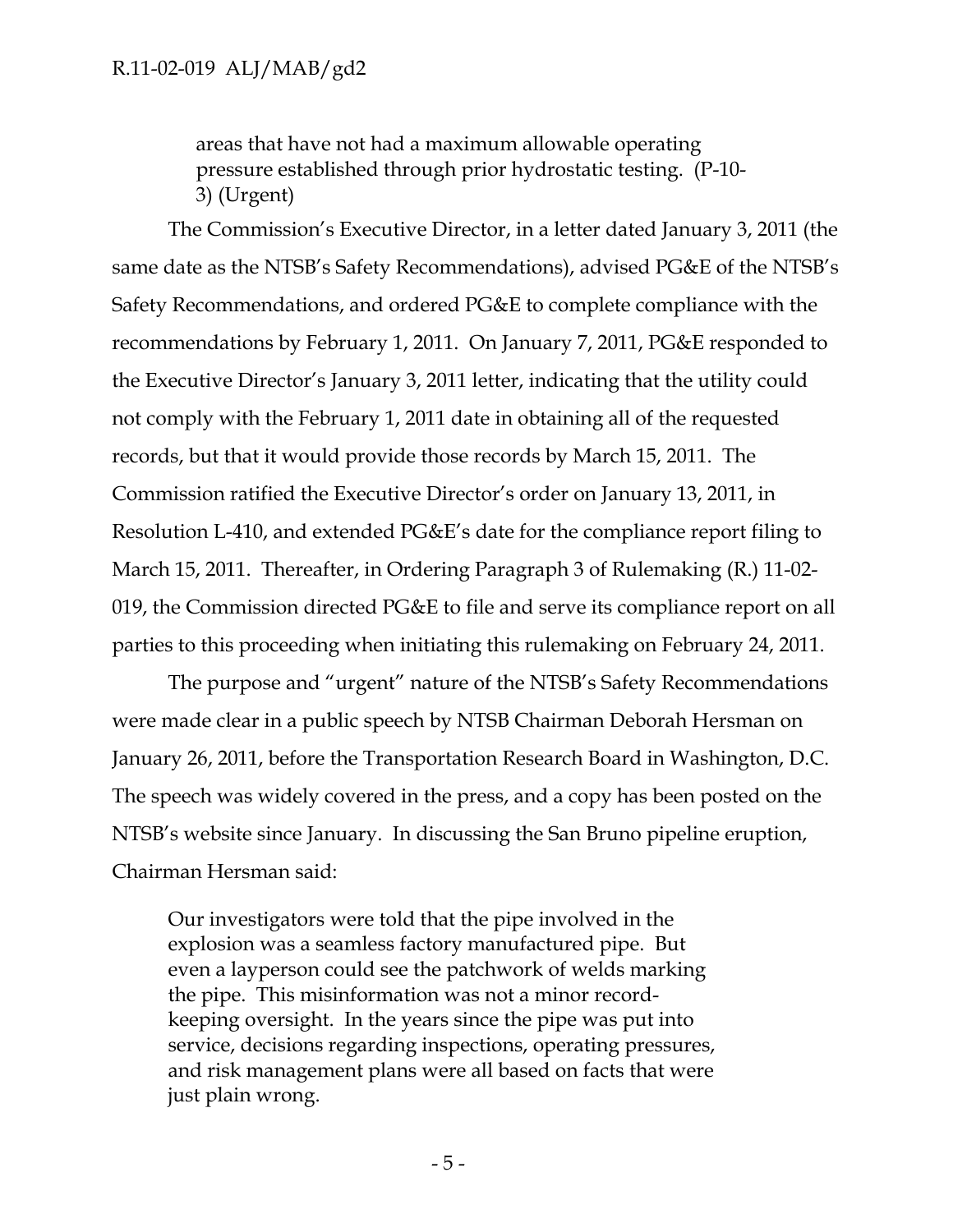> areas that have not had a maximum allowable operating pressure established through prior hydrostatic testing. (P-10-3) (Urgent)

The Commission's Executive Director, in a letter dated January 3, 2011 (the same date as the NTSB's Safety Recommendations), advised PG&E of the NTSB's Safety Recommendations, and ordered PG&E to complete compliance with the recommendations by February 1, 2011. On January 7, 2011, PG&E responded to the Executive Director's January 3, 2011 letter, indicating that the utility could not comply with the February 1, 2011 date in obtaining all of the requested records, but that it would provide those records by March 15, 2011. The Commission ratified the Executive Director's order on January 13, 2011, in Resolution L-410, and extended PG&E's date for the compliance report filing to March 15, 2011. Thereafter, in Ordering Paragraph 3 of Rulemaking (R.) 11-02-019, the Commission directed PG&E to file and serve its compliance report on all parties to this proceeding when initiating this rulemaking on February 24, 2011.

The purpose and "urgent" nature of the NTSB's Safety Recommendations were made clear in a public speech by NTSB Chairman Deborah Hersman on January 26, 2011, before the Transportation Research Board in Washington, D.C. The speech was widely covered in the press, and a copy has been posted on the NTSB's website since January. In discussing the San Bruno pipeline eruption, Chairman Hersman said:

> Our investigators were told that the pipe involved in the explosion was a seamless factory manufactured pipe. But even a layperson could see the patchwork of welds marking the pipe. This misinformation was not a minor record-keeping oversight. In the years since the pipe was put into service, decisions regarding inspections, operating pressures, and risk management plans were all based on facts that were just plain wrong.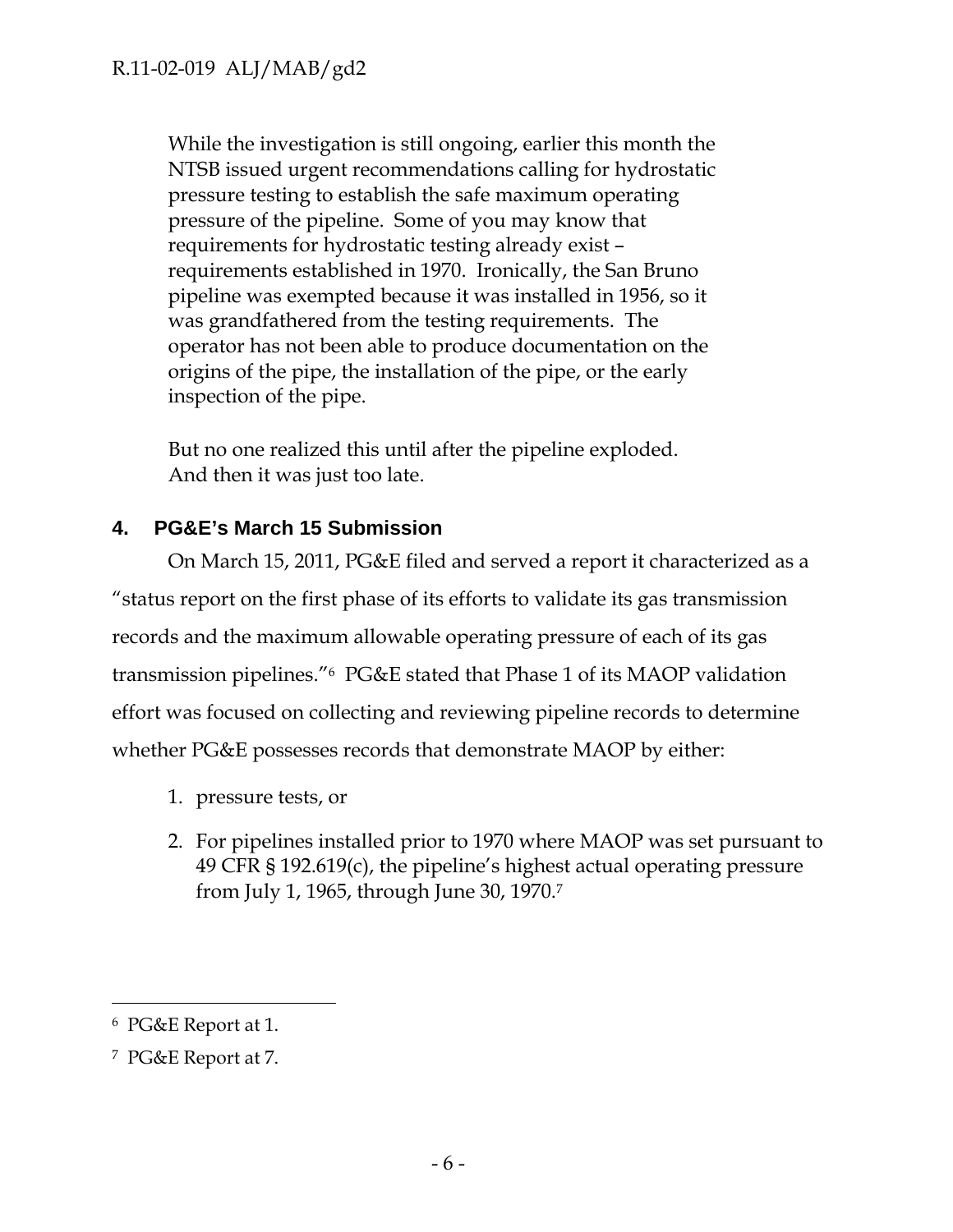> While the investigation is still ongoing, earlier this month the NTSB issued urgent recommendations calling for hydrostatic pressure testing to establish the safe maximum operating pressure of the pipeline. Some of you may know that requirements for hydrostatic testing already exist – requirements established in 1970. Ironically, the San Bruno pipeline was exempted because it was installed in 1956, so it was grandfathered from the testing requirements. The operator has not been able to produce documentation on the origins of the pipe, the installation of the pipe, or the early inspection of the pipe.
>
> But no one realized this until after the pipeline exploded. And then it was just too late.

## 4. PG&E's March 15 Submission

On March 15, 2011, PG&E filed and served a report it characterized as a "status report on the first phase of its efforts to validate its gas transmission records and the maximum allowable operating pressure of each of its gas transmission pipelines."[6] PG&E stated that Phase 1 of its MAOP validation effort was focused on collecting and reviewing pipeline records to determine whether PG&E possesses records that demonstrate MAOP by either:

1. pressure tests, or
2. For pipelines installed prior to 1970 where MAOP was set pursuant to 49 CFR § 192.619(c), the pipeline's highest actual operating pressure from July 1, 1965, through June 30, 1970.[7]

---

[6] PG&E Report at 1.

[7] PG&E Report at 7.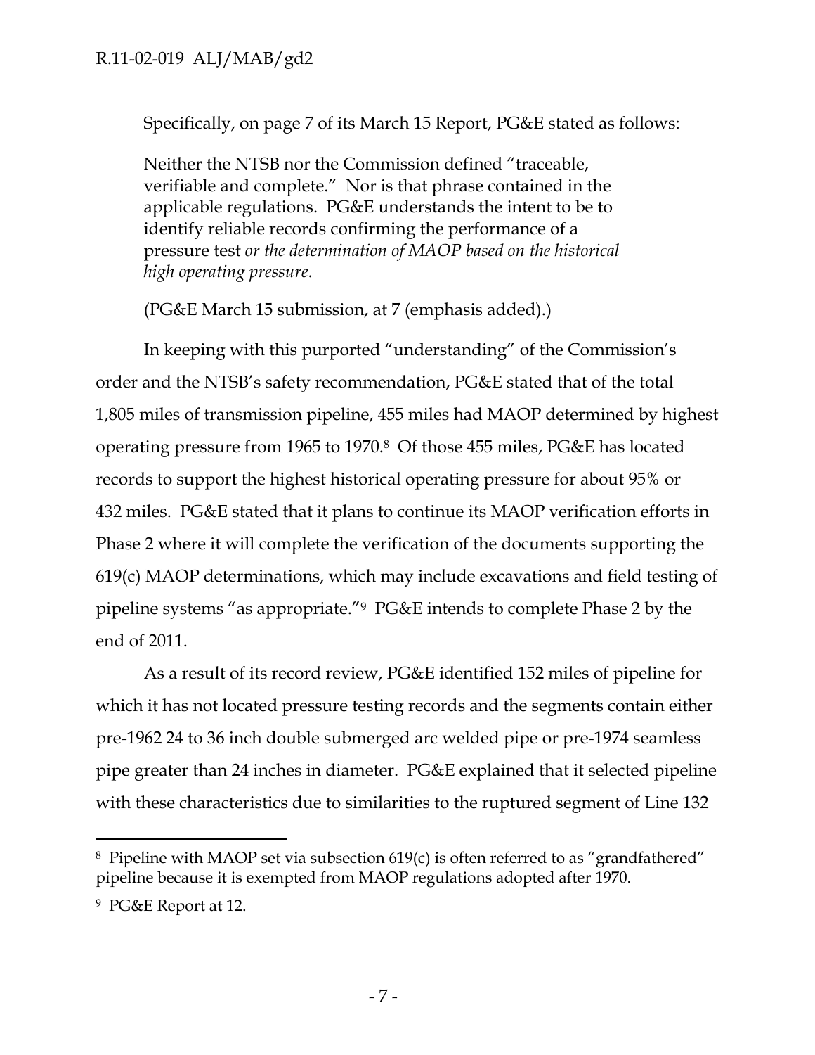Specifically, on page 7 of its March 15 Report, PG&E stated as follows:

> Neither the NTSB nor the Commission defined "traceable, verifiable and complete." Nor is that phrase contained in the applicable regulations. PG&E understands the intent to be to identify reliable records confirming the performance of a pressure test *or the determination of MAOP based on the historical high operating pressure*.
>
> (PG&E March 15 submission, at 7 (emphasis added).)

In keeping with this purported "understanding" of the Commission's order and the NTSB's safety recommendation, PG&E stated that of the total 1,805 miles of transmission pipeline, 455 miles had MAOP determined by highest operating pressure from 1965 to 1970.[8] Of those 455 miles, PG&E has located records to support the highest historical operating pressure for about 95% or 432 miles. PG&E stated that it plans to continue its MAOP verification efforts in Phase 2 where it will complete the verification of the documents supporting the 619(c) MAOP determinations, which may include excavations and field testing of pipeline systems "as appropriate."[9] PG&E intends to complete Phase 2 by the end of 2011.

As a result of its record review, PG&E identified 152 miles of pipeline for which it has not located pressure testing records and the segments contain either pre-1962 24 to 36 inch double submerged arc welded pipe or pre-1974 seamless pipe greater than 24 inches in diameter. PG&E explained that it selected pipeline with these characteristics due to similarities to the ruptured segment of Line 132

---

[8] Pipeline with MAOP set via subsection 619(c) is often referred to as "grandfathered" pipeline because it is exempted from MAOP regulations adopted after 1970.

[9] PG&E Report at 12.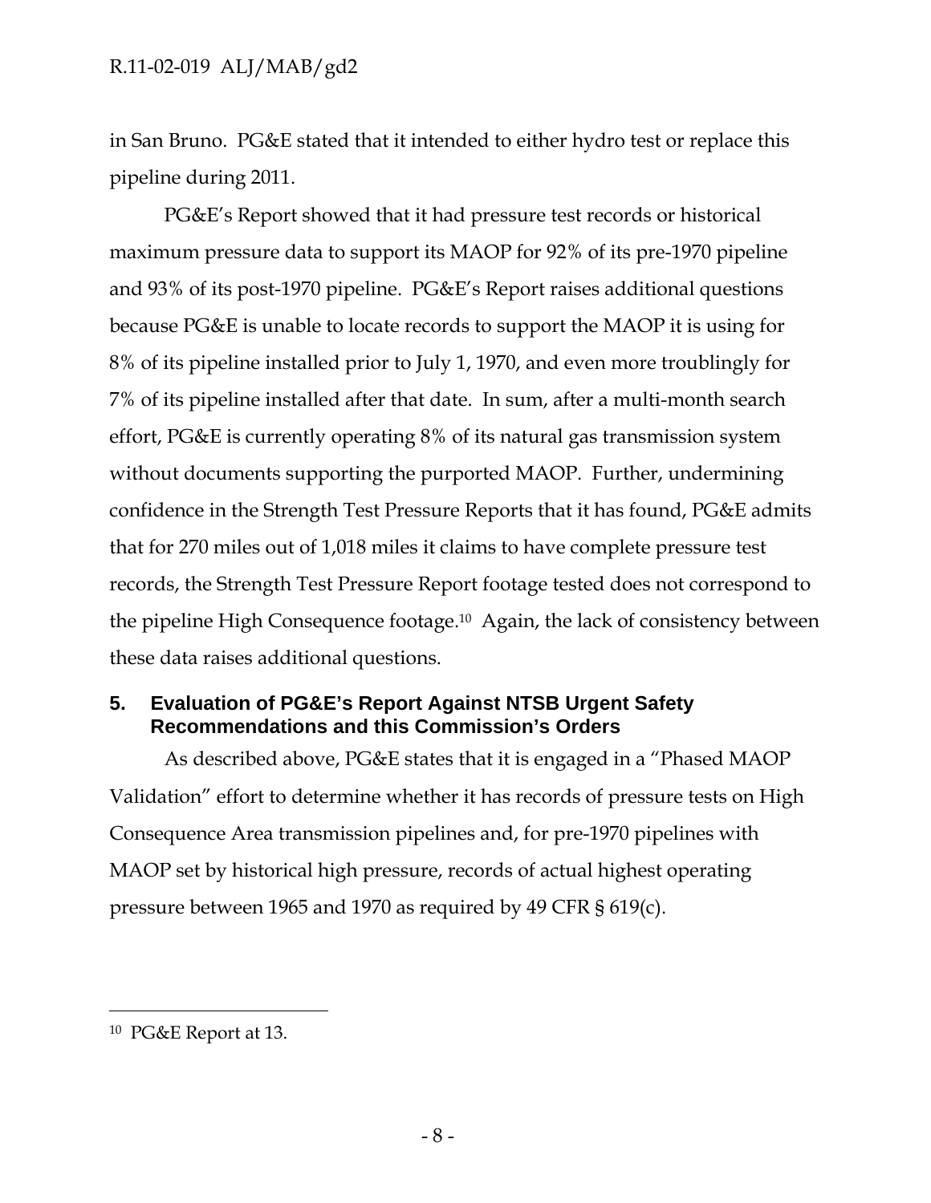in San Bruno. PG&E stated that it intended to either hydro test or replace this pipeline during 2011.

PG&E's Report showed that it had pressure test records or historical maximum pressure data to support its MAOP for 92% of its pre-1970 pipeline and 93% of its post-1970 pipeline. PG&E's Report raises additional questions because PG&E is unable to locate records to support the MAOP it is using for 8% of its pipeline installed prior to July 1, 1970, and even more troublingly for 7% of its pipeline installed after that date. In sum, after a multi-month search effort, PG&E is currently operating 8% of its natural gas transmission system without documents supporting the purported MAOP. Further, undermining confidence in the Strength Test Pressure Reports that it has found, PG&E admits that for 270 miles out of 1,018 miles it claims to have complete pressure test records, the Strength Test Pressure Report footage tested does not correspond to the pipeline High Consequence footage.[10] Again, the lack of consistency between these data raises additional questions.

## 5. Evaluation of PG&E's Report Against NTSB Urgent Safety Recommendations and this Commission's Orders

As described above, PG&E states that it is engaged in a "Phased MAOP Validation" effort to determine whether it has records of pressure tests on High Consequence Area transmission pipelines and, for pre-1970 pipelines with MAOP set by historical high pressure, records of actual highest operating pressure between 1965 and 1970 as required by 49 CFR § 619(c).

---

[10] PG&E Report at 13.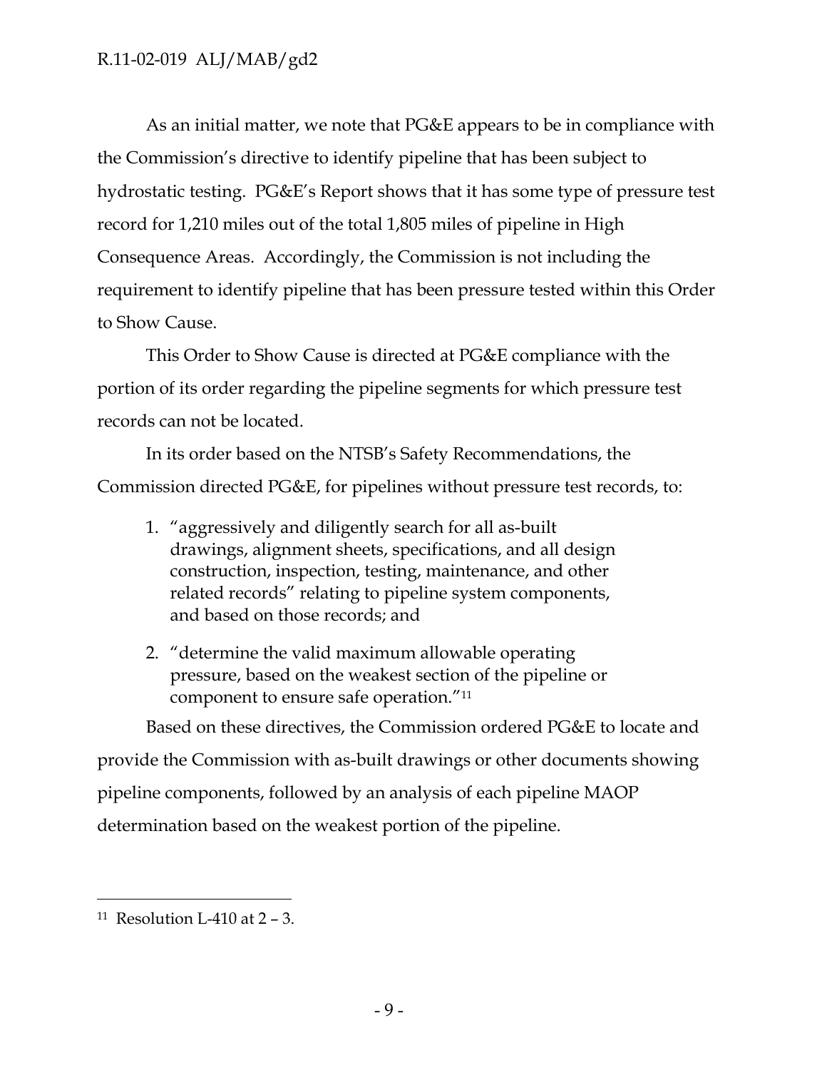As an initial matter, we note that PG&E appears to be in compliance with the Commission's directive to identify pipeline that has been subject to hydrostatic testing. PG&E's Report shows that it has some type of pressure test record for 1,210 miles out of the total 1,805 miles of pipeline in High Consequence Areas. Accordingly, the Commission is not including the requirement to identify pipeline that has been pressure tested within this Order to Show Cause.

This Order to Show Cause is directed at PG&E compliance with the portion of its order regarding the pipeline segments for which pressure test records can not be located.

In its order based on the NTSB's Safety Recommendations, the Commission directed PG&E, for pipelines without pressure test records, to:

1. "aggressively and diligently search for all as-built drawings, alignment sheets, specifications, and all design construction, inspection, testing, maintenance, and other related records" relating to pipeline system components, and based on those records; and
2. "determine the valid maximum allowable operating pressure, based on the weakest section of the pipeline or component to ensure safe operation."[11]

Based on these directives, the Commission ordered PG&E to locate and provide the Commission with as-built drawings or other documents showing pipeline components, followed by an analysis of each pipeline MAOP determination based on the weakest portion of the pipeline.

---

[11] Resolution L-410 at 2 – 3.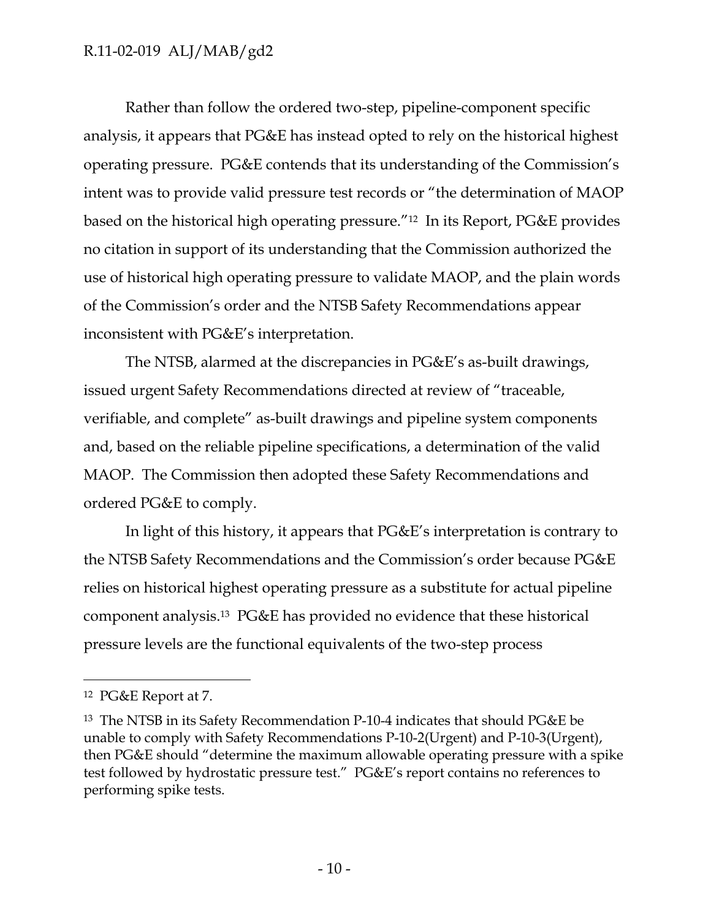Rather than follow the ordered two-step, pipeline-component specific analysis, it appears that PG&E has instead opted to rely on the historical highest operating pressure. PG&E contends that its understanding of the Commission's intent was to provide valid pressure test records or "the determination of MAOP based on the historical high operating pressure."[12] In its Report, PG&E provides no citation in support of its understanding that the Commission authorized the use of historical high operating pressure to validate MAOP, and the plain words of the Commission's order and the NTSB Safety Recommendations appear inconsistent with PG&E's interpretation.

The NTSB, alarmed at the discrepancies in PG&E's as-built drawings, issued urgent Safety Recommendations directed at review of "traceable, verifiable, and complete" as-built drawings and pipeline system components and, based on the reliable pipeline specifications, a determination of the valid MAOP. The Commission then adopted these Safety Recommendations and ordered PG&E to comply.

In light of this history, it appears that PG&E's interpretation is contrary to the NTSB Safety Recommendations and the Commission's order because PG&E relies on historical highest operating pressure as a substitute for actual pipeline component analysis.[13] PG&E has provided no evidence that these historical pressure levels are the functional equivalents of the two-step process

---

[12] PG&E Report at 7.

[13] The NTSB in its Safety Recommendation P-10-4 indicates that should PG&E be unable to comply with Safety Recommendations P-10-2(Urgent) and P-10-3(Urgent), then PG&E should "determine the maximum allowable operating pressure with a spike test followed by hydrostatic pressure test." PG&E's report contains no references to performing spike tests.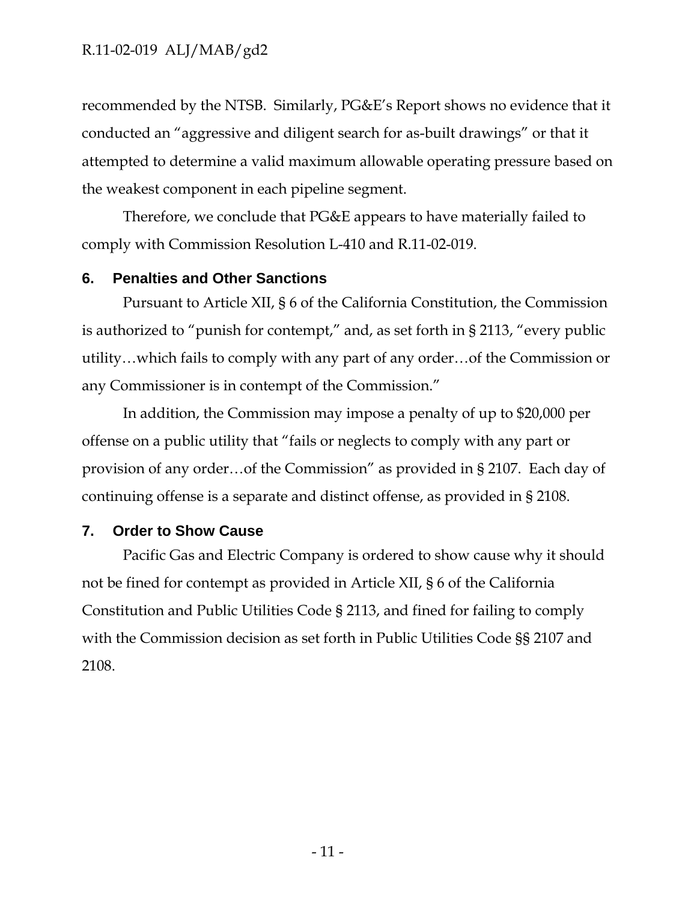recommended by the NTSB. Similarly, PG&E's Report shows no evidence that it conducted an "aggressive and diligent search for as-built drawings" or that it attempted to determine a valid maximum allowable operating pressure based on the weakest component in each pipeline segment.

Therefore, we conclude that PG&E appears to have materially failed to comply with Commission Resolution L-410 and R.11-02-019.

## 6. Penalties and Other Sanctions

Pursuant to Article XII, § 6 of the California Constitution, the Commission is authorized to "punish for contempt," and, as set forth in § 2113, "every public utility…which fails to comply with any part of any order…of the Commission or any Commissioner is in contempt of the Commission."

In addition, the Commission may impose a penalty of up to $20,000 per offense on a public utility that "fails or neglects to comply with any part or provision of any order…of the Commission" as provided in § 2107. Each day of continuing offense is a separate and distinct offense, as provided in § 2108.

## 7. Order to Show Cause

Pacific Gas and Electric Company is ordered to show cause why it should not be fined for contempt as provided in Article XII, § 6 of the California Constitution and Public Utilities Code § 2113, and fined for failing to comply with the Commission decision as set forth in Public Utilities Code §§ 2107 and 2108.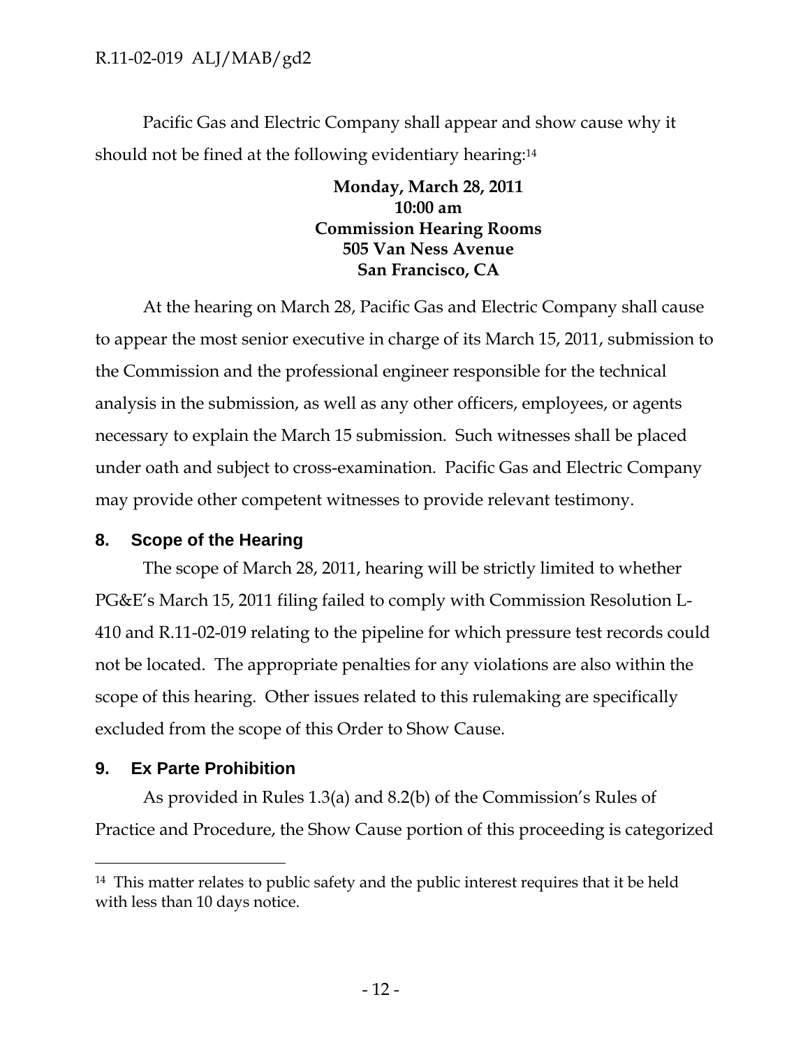Pacific Gas and Electric Company shall appear and show cause why it should not be fined at the following evidentiary hearing:[14]

**Monday, March 28, 2011**
**10:00 am**
**Commission Hearing Rooms**
**505 Van Ness Avenue**
**San Francisco, CA**

At the hearing on March 28, Pacific Gas and Electric Company shall cause to appear the most senior executive in charge of its March 15, 2011, submission to the Commission and the professional engineer responsible for the technical analysis in the submission, as well as any other officers, employees, or agents necessary to explain the March 15 submission. Such witnesses shall be placed under oath and subject to cross-examination. Pacific Gas and Electric Company may provide other competent witnesses to provide relevant testimony.

## 8. Scope of the Hearing

The scope of March 28, 2011, hearing will be strictly limited to whether PG&E's March 15, 2011 filing failed to comply with Commission Resolution L-410 and R.11-02-019 relating to the pipeline for which pressure test records could not be located. The appropriate penalties for any violations are also within the scope of this hearing. Other issues related to this rulemaking are specifically excluded from the scope of this Order to Show Cause.

## 9. Ex Parte Prohibition

As provided in Rules 1.3(a) and 8.2(b) of the Commission's Rules of Practice and Procedure, the Show Cause portion of this proceeding is categorized

---

[14] This matter relates to public safety and the public interest requires that it be held with less than 10 days notice.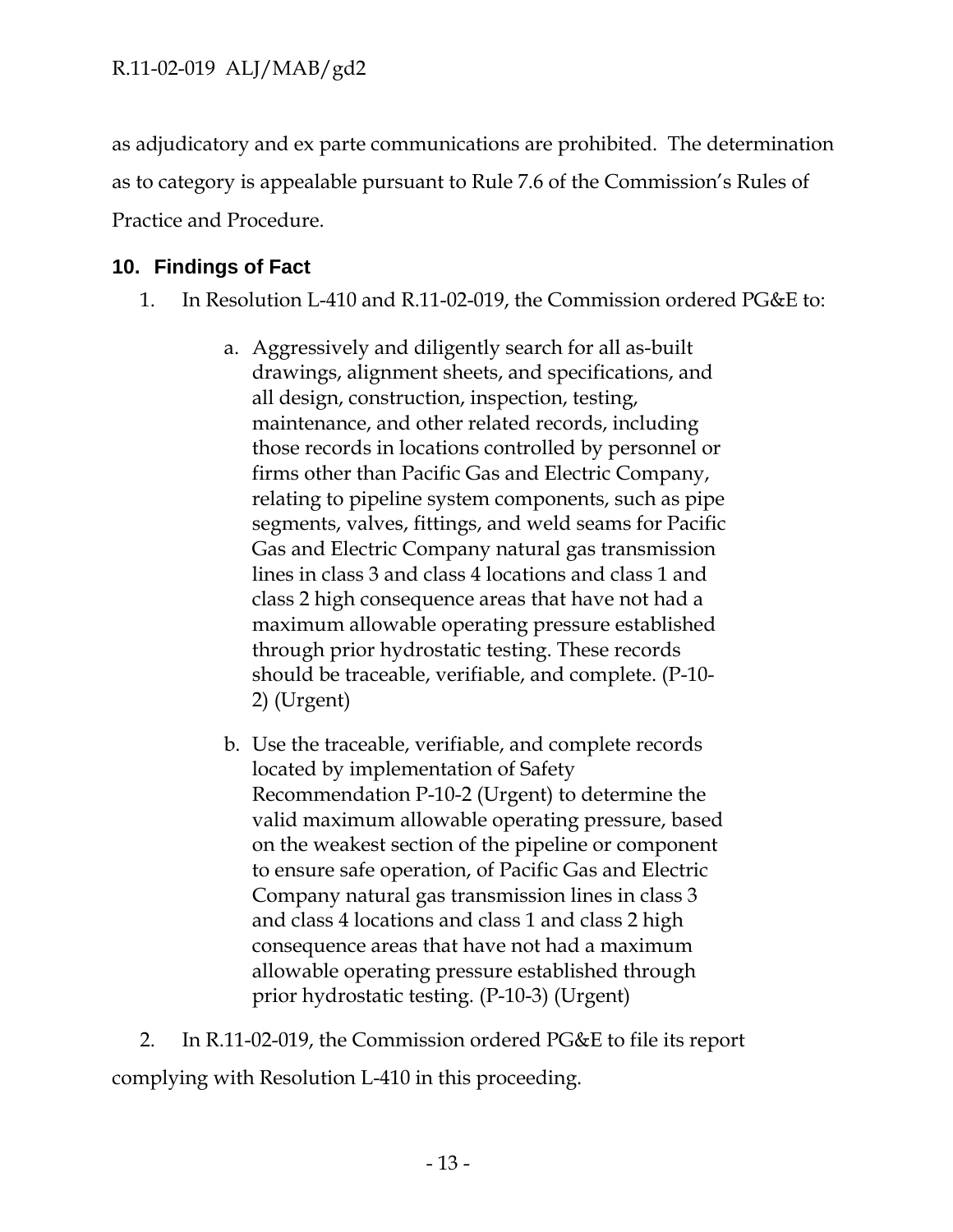as adjudicatory and ex parte communications are prohibited. The determination as to category is appealable pursuant to Rule 7.6 of the Commission's Rules of Practice and Procedure.

## 10. Findings of Fact

1. In Resolution L-410 and R.11-02-019, the Commission ordered PG&E to:

   a. Aggressively and diligently search for all as-built drawings, alignment sheets, and specifications, and all design, construction, inspection, testing, maintenance, and other related records, including those records in locations controlled by personnel or firms other than Pacific Gas and Electric Company, relating to pipeline system components, such as pipe segments, valves, fittings, and weld seams for Pacific Gas and Electric Company natural gas transmission lines in class 3 and class 4 locations and class 1 and class 2 high consequence areas that have not had a maximum allowable operating pressure established through prior hydrostatic testing. These records should be traceable, verifiable, and complete. (P-10-2) (Urgent)

   b. Use the traceable, verifiable, and complete records located by implementation of Safety Recommendation P-10-2 (Urgent) to determine the valid maximum allowable operating pressure, based on the weakest section of the pipeline or component to ensure safe operation, of Pacific Gas and Electric Company natural gas transmission lines in class 3 and class 4 locations and class 1 and class 2 high consequence areas that have not had a maximum allowable operating pressure established through prior hydrostatic testing. (P-10-3) (Urgent)

2. In R.11-02-019, the Commission ordered PG&E to file its report complying with Resolution L-410 in this proceeding.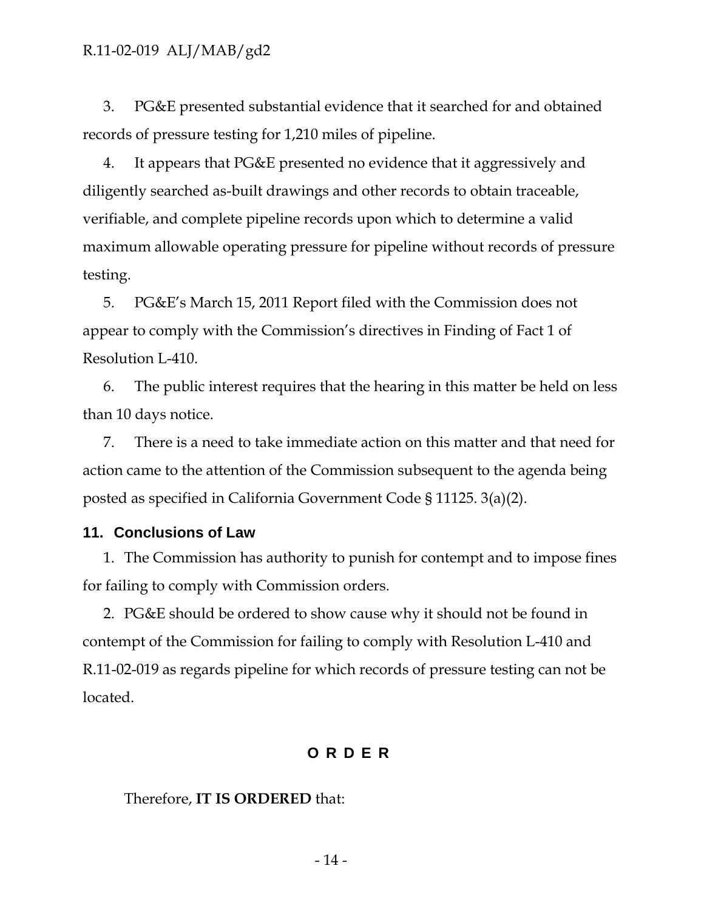3. PG&E presented substantial evidence that it searched for and obtained records of pressure testing for 1,210 miles of pipeline.

4. It appears that PG&E presented no evidence that it aggressively and diligently searched as-built drawings and other records to obtain traceable, verifiable, and complete pipeline records upon which to determine a valid maximum allowable operating pressure for pipeline without records of pressure testing.

5. PG&E's March 15, 2011 Report filed with the Commission does not appear to comply with the Commission's directives in Finding of Fact 1 of Resolution L-410.

6. The public interest requires that the hearing in this matter be held on less than 10 days notice.

7. There is a need to take immediate action on this matter and that need for action came to the attention of the Commission subsequent to the agenda being posted as specified in California Government Code § 11125. 3(a)(2).

## 11. Conclusions of Law

1. The Commission has authority to punish for contempt and to impose fines for failing to comply with Commission orders.

2. PG&E should be ordered to show cause why it should not be found in contempt of the Commission for failing to comply with Resolution L-410 and R.11-02-019 as regards pipeline for which records of pressure testing can not be located.

## O R D E R

Therefore, **IT IS ORDERED** that: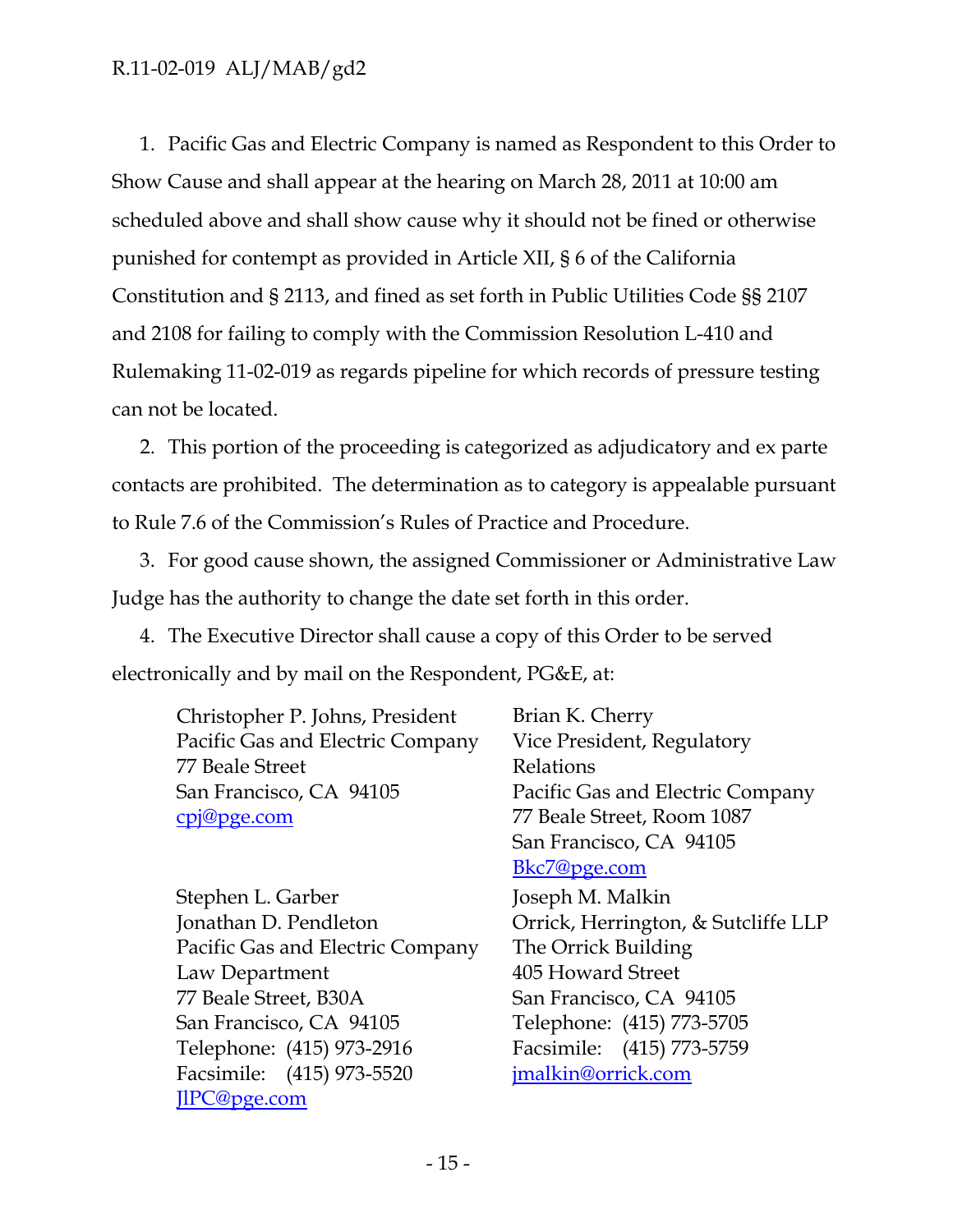1. Pacific Gas and Electric Company is named as Respondent to this Order to Show Cause and shall appear at the hearing on March 28, 2011 at 10:00 am scheduled above and shall show cause why it should not be fined or otherwise punished for contempt as provided in Article XII, § 6 of the California Constitution and § 2113, and fined as set forth in Public Utilities Code §§ 2107 and 2108 for failing to comply with the Commission Resolution L-410 and Rulemaking 11-02-019 as regards pipeline for which records of pressure testing can not be located.

2. This portion of the proceeding is categorized as adjudicatory and ex parte contacts are prohibited. The determination as to category is appealable pursuant to Rule 7.6 of the Commission's Rules of Practice and Procedure.

3. For good cause shown, the assigned Commissioner or Administrative Law Judge has the authority to change the date set forth in this order.

4. The Executive Director shall cause a copy of this Order to be served electronically and by mail on the Respondent, PG&E, at:

Christopher P. Johns, President
Pacific Gas and Electric Company
77 Beale Street
San Francisco, CA 94105
cpj@pge.com

Brian K. Cherry
Vice President, Regulatory Relations
Pacific Gas and Electric Company
77 Beale Street, Room 1087
San Francisco, CA 94105
Bkc7@pge.com

Stephen L. Garber
Jonathan D. Pendleton
Pacific Gas and Electric Company
Law Department
77 Beale Street, B30A
San Francisco, CA 94105
Telephone: (415) 973-2916
Facsimile: (415) 973-5520
JlPC@pge.com

Joseph M. Malkin
Orrick, Herrington, & Sutcliffe LLP
The Orrick Building
405 Howard Street
San Francisco, CA 94105
Telephone: (415) 773-5705
Facsimile: (415) 773-5759
jmalkin@orrick.com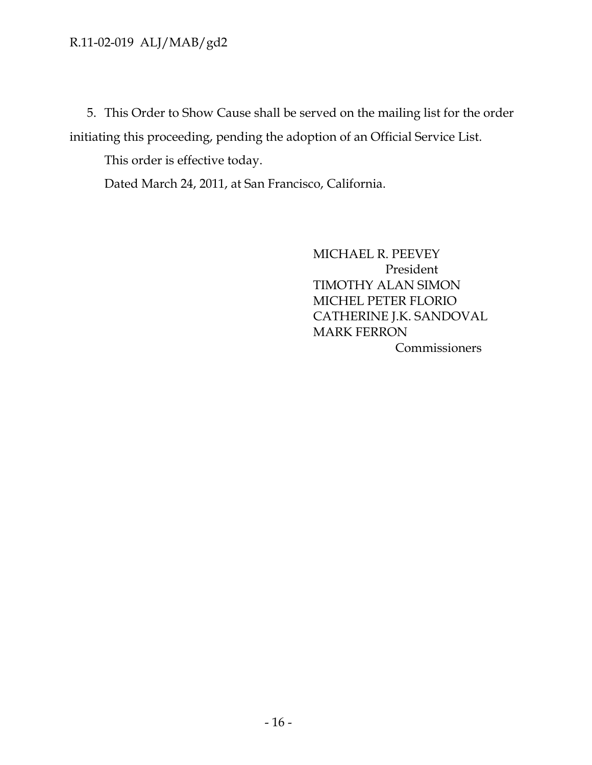5. This Order to Show Cause shall be served on the mailing list for the order initiating this proceeding, pending the adoption of an Official Service List.

This order is effective today.

Dated March 24, 2011, at San Francisco, California.

MICHAEL R. PEEVEY
President
TIMOTHY ALAN SIMON
MICHEL PETER FLORIO
CATHERINE J.K. SANDOVAL
MARK FERRON
Commissioners